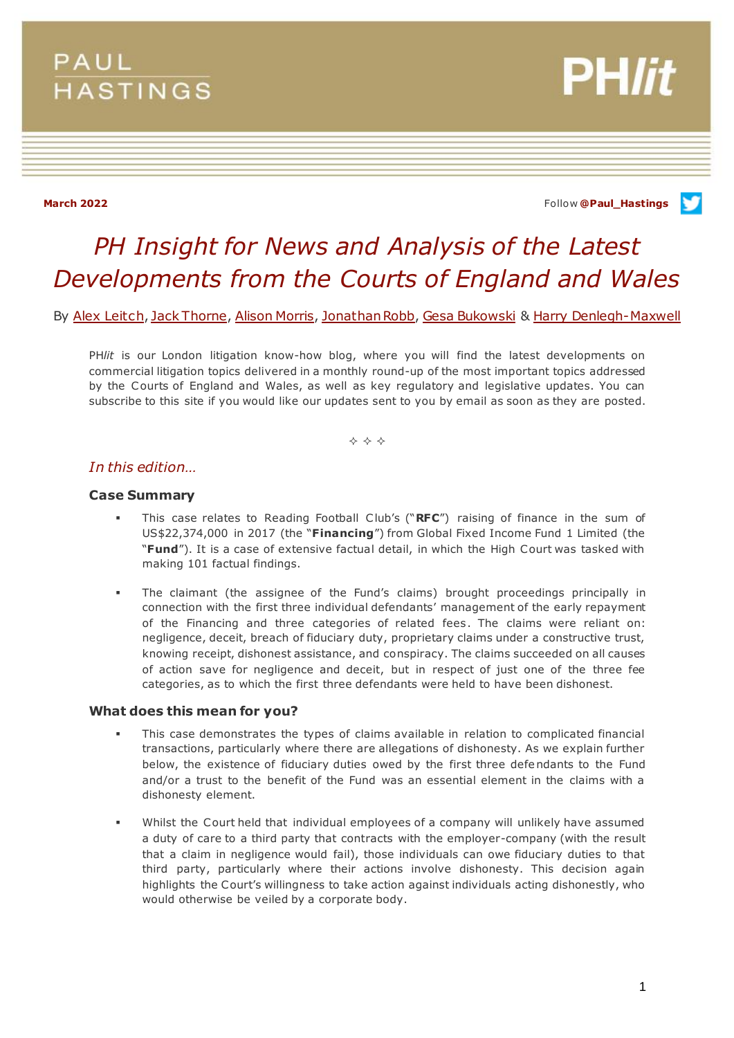PAUL HASTINGS

PH*lit*

**March 2022**

Follow **@Paul_Hastings**

# *PH Insight for News and Analysis of the Latest Developments from the Courts of England and Wales*

By Alex Leitch, Jack Thorne, Alison Morris, Jonathan Robb, Gesa Bukowski & Harry Denlegh-Maxwell

PH*lit* is our London litigation know-how blog, where you will find the latest developments on commercial litigation topics delivered in a monthly round-up of the most important topics addressed by the Courts of England and Wales, as well as key regulatory and legislative updates. You can subscribe to this site if you would like our updates sent to you by email as soon as they are posted.

✧ ✧ ✧

## *In this edition…*

### Case Summary

- This case relates to Reading Football Club's ("**RFC**") raising of finance in the sum of US$22,374,000 in 2017 (the "**Financing**") from Global Fixed Income Fund 1 Limited (the "**Fund**"). It is a case of extensive factual detail, in which the High Court was tasked with making 101 factual findings.
- The claimant (the assignee of the Fund's claims) brought proceedings principally in connection with the first three individual defendants' management of the early repayment of the Financing and three categories of related fees. The claims were reliant on: negligence, deceit, breach of fiduciary duty, proprietary claims under a constructive trust, knowing receipt, dishonest assistance, and conspiracy. The claims succeeded on all causes of action save for negligence and deceit, but in respect of just one of the three fee categories, as to which the first three defendants were held to have been dishonest.

### What does this mean for you?

- This case demonstrates the types of claims available in relation to complicated financial transactions, particularly where there are allegations of dishonesty. As we explain further below, the existence of fiduciary duties owed by the first three defendants to the Fund and/or a trust to the benefit of the Fund was an essential element in the claims with a dishonesty element.
- Whilst the Court held that individual employees of a company will unlikely have assumed a duty of care to a third party that contracts with the employer-company (with the result that a claim in negligence would fail), those individuals can owe fiduciary duties to that third party, particularly where their actions involve dishonesty. This decision again highlights the Court's willingness to take action against individuals acting dishonestly, who would otherwise be veiled by a corporate body.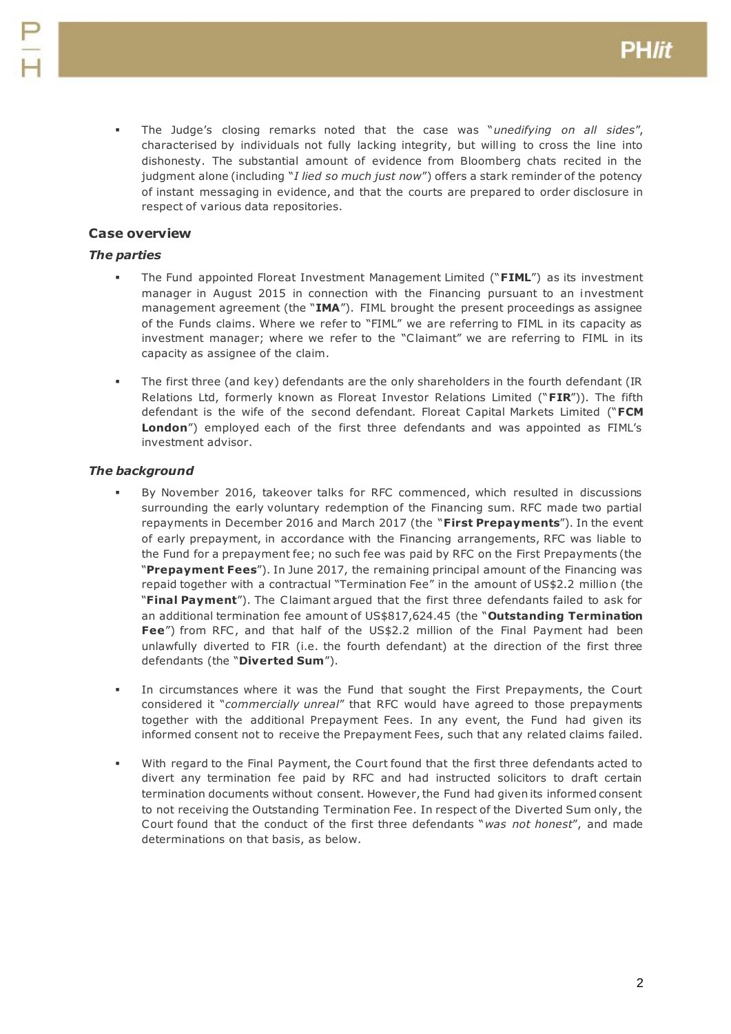- The Judge's closing remarks noted that the case was "*unedifying on all sides*", characterised by individuals not fully lacking integrity, but willing to cross the line into dishonesty. The substantial amount of evidence from Bloomberg chats recited in the judgment alone (including "*I lied so much just now*") offers a stark reminder of the potency of instant messaging in evidence, and that the courts are prepared to order disclosure in respect of various data repositories.

## Case overview

### *The parties*

- The Fund appointed Floreat Investment Management Limited ("**FIML**") as its investment manager in August 2015 in connection with the Financing pursuant to an investment management agreement (the "**IMA**"). FIML brought the present proceedings as assignee of the Funds claims. Where we refer to "FIML" we are referring to FIML in its capacity as investment manager; where we refer to the "Claimant" we are referring to FIML in its capacity as assignee of the claim.

- The first three (and key) defendants are the only shareholders in the fourth defendant (IR Relations Ltd, formerly known as Floreat Investor Relations Limited ("**FIR**")). The fifth defendant is the wife of the second defendant. Floreat Capital Markets Limited ("**FCM London**") employed each of the first three defendants and was appointed as FIML's investment advisor.

### *The background*

- By November 2016, takeover talks for RFC commenced, which resulted in discussions surrounding the early voluntary redemption of the Financing sum. RFC made two partial repayments in December 2016 and March 2017 (the "**First Prepayments**"). In the event of early prepayment, in accordance with the Financing arrangements, RFC was liable to the Fund for a prepayment fee; no such fee was paid by RFC on the First Prepayments (the "**Prepayment Fees**"). In June 2017, the remaining principal amount of the Financing was repaid together with a contractual "Termination Fee" in the amount of US$2.2 million (the "**Final Payment**"). The Claimant argued that the first three defendants failed to ask for an additional termination fee amount of US$817,624.45 (the "**Outstanding Termination Fee**") from RFC, and that half of the US$2.2 million of the Final Payment had been unlawfully diverted to FIR (i.e. the fourth defendant) at the direction of the first three defendants (the "**Diverted Sum**").

- In circumstances where it was the Fund that sought the First Prepayments, the Court considered it "*commercially unreal*" that RFC would have agreed to those prepayments together with the additional Prepayment Fees. In any event, the Fund had given its informed consent not to receive the Prepayment Fees, such that any related claims failed.

- With regard to the Final Payment, the Court found that the first three defendants acted to divert any termination fee paid by RFC and had instructed solicitors to draft certain termination documents without consent. However, the Fund had given its informed consent to not receiving the Outstanding Termination Fee. In respect of the Diverted Sum only, the Court found that the conduct of the first three defendants "*was not honest*", and made determinations on that basis, as below.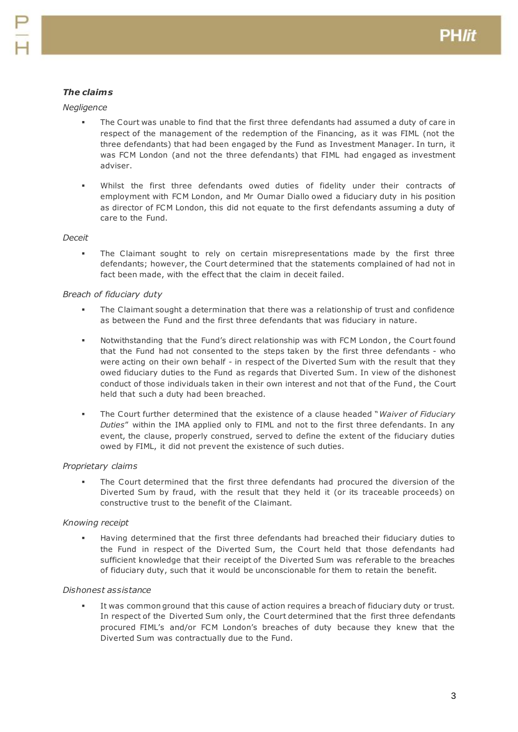### ***The claims***

*Negligence*

- The Court was unable to find that the first three defendants had assumed a duty of care in respect of the management of the redemption of the Financing, as it was FIML (not the three defendants) that had been engaged by the Fund as Investment Manager. In turn, it was FCM London (and not the three defendants) that FIML had engaged as investment adviser.
- Whilst the first three defendants owed duties of fidelity under their contracts of employment with FCM London, and Mr Oumar Diallo owed a fiduciary duty in his position as director of FCM London, this did not equate to the first defendants assuming a duty of care to the Fund.

*Deceit*

- The Claimant sought to rely on certain misrepresentations made by the first three defendants; however, the Court determined that the statements complained of had not in fact been made, with the effect that the claim in deceit failed.

*Breach of fiduciary duty*

- The Claimant sought a determination that there was a relationship of trust and confidence as between the Fund and the first three defendants that was fiduciary in nature.
- Notwithstanding that the Fund's direct relationship was with FCM London, the Court found that the Fund had not consented to the steps taken by the first three defendants - who were acting on their own behalf - in respect of the Diverted Sum with the result that they owed fiduciary duties to the Fund as regards that Diverted Sum. In view of the dishonest conduct of those individuals taken in their own interest and not that of the Fund, the Court held that such a duty had been breached.
- The Court further determined that the existence of a clause headed "*Waiver of Fiduciary Duties*" within the IMA applied only to FIML and not to the first three defendants. In any event, the clause, properly construed, served to define the extent of the fiduciary duties owed by FIML, it did not prevent the existence of such duties.

*Proprietary claims*

- The Court determined that the first three defendants had procured the diversion of the Diverted Sum by fraud, with the result that they held it (or its traceable proceeds) on constructive trust to the benefit of the Claimant.

*Knowing receipt*

- Having determined that the first three defendants had breached their fiduciary duties to the Fund in respect of the Diverted Sum, the Court held that those defendants had sufficient knowledge that their receipt of the Diverted Sum was referable to the breaches of fiduciary duty, such that it would be unconscionable for them to retain the benefit.

*Dishonest assistance*

- It was common ground that this cause of action requires a breach of fiduciary duty or trust. In respect of the Diverted Sum only, the Court determined that the first three defendants procured FIML's and/or FCM London's breaches of duty because they knew that the Diverted Sum was contractually due to the Fund.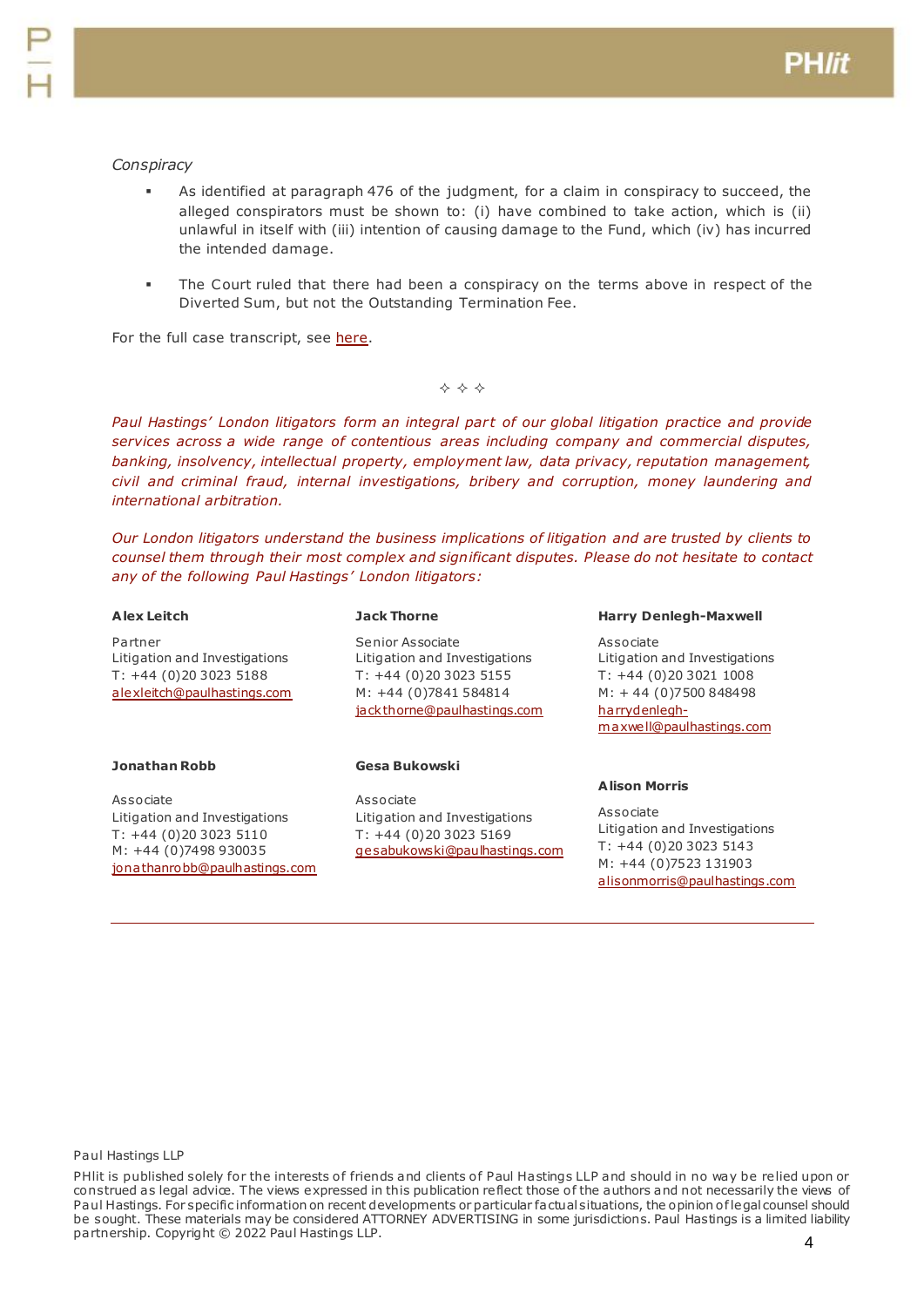*Conspiracy*

- As identified at paragraph 476 of the judgment, for a claim in conspiracy to succeed, the alleged conspirators must be shown to: (i) have combined to take action, which is (ii) unlawful in itself with (iii) intention of causing damage to the Fund, which (iv) has incurred the intended damage.
- The Court ruled that there had been a conspiracy on the terms above in respect of the Diverted Sum, but not the Outstanding Termination Fee.

For the full case transcript, see [here](#).

✧ ✧ ✧

*Paul Hastings' London litigators form an integral part of our global litigation practice and provide services across a wide range of contentious areas including company and commercial disputes, banking, insolvency, intellectual property, employment law, data privacy, reputation management, civil and criminal fraud, internal investigations, bribery and corruption, money laundering and international arbitration.*

*Our London litigators understand the business implications of litigation and are trusted by clients to counsel them through their most complex and significant disputes. Please do not hesitate to contact any of the following Paul Hastings' London litigators:*

**Alex Leitch**

Partner
Litigation and Investigations
T: +44 (0)20 3023 5188
alexleitch@paulhastings.com

**Jack Thorne**

Senior Associate
Litigation and Investigations
T: +44 (0)20 3023 5155
M: +44 (0)7841 584814
jackthorne@paulhastings.com

**Harry Denlegh-Maxwell**

Associate
Litigation and Investigations
T: +44 (0)20 3021 1008
M: + 44 (0)7500 848498
harrydenlegh-maxwell@paulhastings.com

**Jonathan Robb**

Associate
Litigation and Investigations
T: +44 (0)20 3023 5110
M: +44 (0)7498 930035
jonathanrobb@paulhastings.com

**Gesa Bukowski**

Associate
Litigation and Investigations
T: +44 (0)20 3023 5169
gesabukowski@paulhastings.com

**Alison Morris**

Associate
Litigation and Investigations
T: +44 (0)20 3023 5143
M: +44 (0)7523 131903
alisonmorris@paulhastings.com

---

Paul Hastings LLP

PHlit is published solely for the interests of friends and clients of Paul Hastings LLP and should in no way be relied upon or construed as legal advice. The views expressed in this publication reflect those of the authors and not necessarily the views of Paul Hastings. For specific information on recent developments or particular factual situations, the opinion of legal counsel should be sought. These materials may be considered ATTORNEY ADVERTISING in some jurisdictions. Paul Hastings is a limited liability partnership. Copyright © 2022 Paul Hastings LLP.